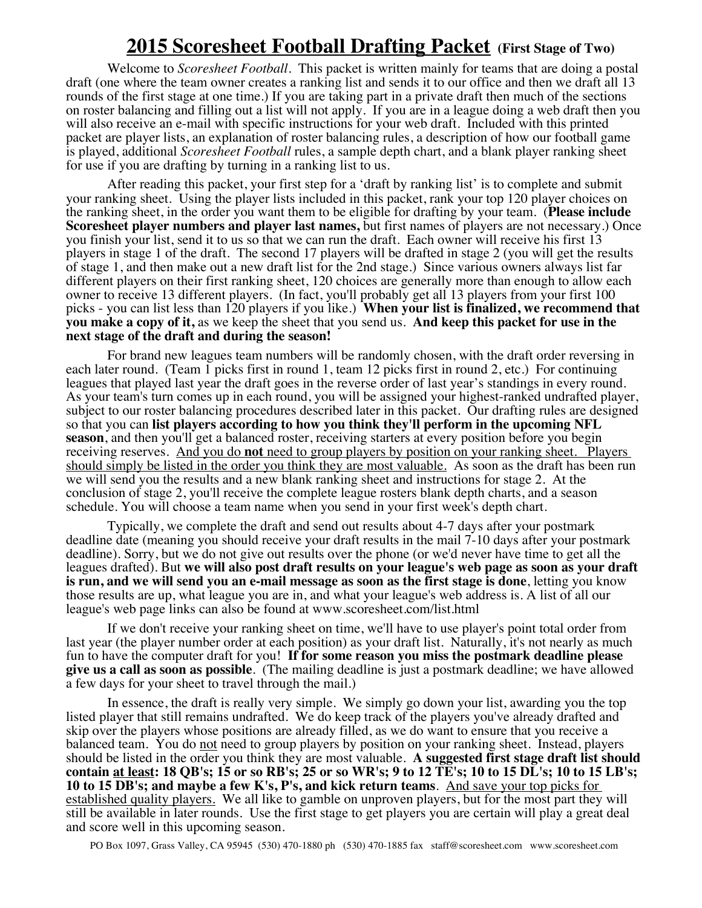# 2015 Scoresheet Football Drafting Packet (First Stage of Two)

Welcome to *Scoresheet Football*. This packet is written mainly for teams that are doing a postal draft (one where the team owner creates a ranking list and sends it to our office and then we draft all 13 rounds of the first stage at one time.) If you are taking part in a private draft then much of the sections on roster balancing and filling out a list will not apply. If you are in a league doing a web draft then you will also receive an e-mail with specific instructions for your web draft. Included with this printed packet are player lists, an explanation of roster balancing rules, a description of how our football game is played, additional *Scoresheet Football* rules, a sample depth chart, and a blank player ranking sheet for use if you are drafting by turning in a ranking list to us.

After reading this packet, your first step for a 'draft by ranking list' is to complete and submit your ranking sheet. Using the player lists included in this packet, rank your top 120 player choices on the ranking sheet, in the order you want them to be eligible for drafting by your team. (**Please include Scoresheet player numbers and player last names,** but first names of players are not necessary.) Once you finish your list, send it to us so that we can run the draft. Each owner will receive his first 13 players in stage 1 of the draft. The second 17 players will be drafted in stage 2 (you will get the results of stage 1, and then make out a new draft list for the 2nd stage.) Since various owners always list far different players on their first ranking sheet, 120 choices are generally more than enough to allow each owner to receive 13 different players. (In fact, you'll probably get all 13 players from your first 100 picks - you can list less than 120 players if you like.) **When your list is finalized, we recommend that you make a copy of it,** as we keep the sheet that you send us. **And keep this packet for use in the next stage of the draft and during the season!**

For brand new leagues team numbers will be randomly chosen, with the draft order reversing in each later round. (Team 1 picks first in round 1, team 12 picks first in round 2, etc.) For continuing leagues that played last year the draft goes in the reverse order of last year's standings in every round. As your team's turn comes up in each round, you will be assigned your highest-ranked undrafted player, subject to our roster balancing procedures described later in this packet. Our drafting rules are designed so that you can **list players according to how you think they'll perform in the upcoming NFL season**, and then you'll get a balanced roster, receiving starters at every position before you begin receiving reserves. <u>And you do **not** need to group players by position on your ranking sheet. Players should simply be listed in the order you think they are most valuable.</u> As soon as the draft has been run we will send you the results and a new blank ranking sheet and instructions for stage 2. At the conclusion of stage 2, you'll receive the complete league rosters blank depth charts, and a season schedule. You will choose a team name when you send in your first week's depth chart.

Typically, we complete the draft and send out results about 4-7 days after your postmark deadline date (meaning you should receive your draft results in the mail 7-10 days after your postmark deadline). Sorry, but we do not give out results over the phone (or we'd never have time to get all the leagues drafted). But **we will also post draft results on your league's web page as soon as your draft is run, and we will send you an e-mail message as soon as the first stage is done**, letting you know those results are up, what league you are in, and what your league's web address is. A list of all our league's web page links can also be found at www.scoresheet.com/list.html

If we don't receive your ranking sheet on time, we'll have to use player's point total order from last year (the player number order at each position) as your draft list. Naturally, it's not nearly as much fun to have the computer draft for you! **If for some reason you miss the postmark deadline please give us a call as soon as possible**. (The mailing deadline is just a postmark deadline; we have allowed a few days for your sheet to travel through the mail.)

In essence, the draft is really very simple. We simply go down your list, awarding you the top listed player that still remains undrafted. We do keep track of the players you've already drafted and skip over the players whose positions are already filled, as we do want to ensure that you receive a balanced team. You do <u>not</u> need to group players by position on your ranking sheet. Instead, players should be listed in the order you think they are most valuable. **A suggested first stage draft list should contain <u>at least</u>: 18 QB's; 15 or so RB's; 25 or so WR's; 9 to 12 TE's; 10 to 15 DL's; 10 to 15 LB's; 10 to 15 DB's; and maybe a few K's, P's, and kick return teams**. <u>And save your top picks for established quality players.</u> We all like to gamble on unproven players, but for the most part they will still be available in later rounds. Use the first stage to get players you are certain will play a great deal and score well in this upcoming season.

PO Box 1097, Grass Valley, CA 95945 (530) 470-1880 ph (530) 470-1885 fax staff@scoresheet.com www.scoresheet.com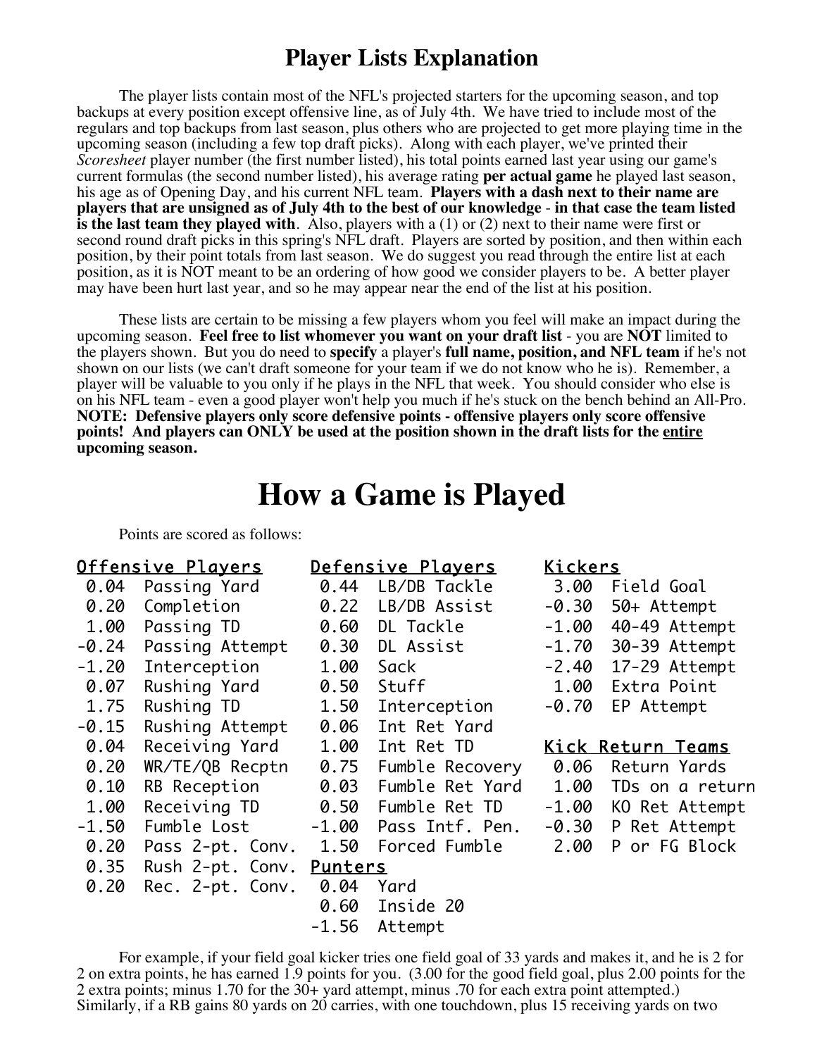# Player Lists Explanation

The player lists contain most of the NFL's projected starters for the upcoming season, and top backups at every position except offensive line, as of July 4th. We have tried to include most of the regulars and top backups from last season, plus others who are projected to get more playing time in the upcoming season (including a few top draft picks). Along with each player, we've printed their *Scoresheet* player number (the first number listed), his total points earned last year using our game's current formulas (the second number listed), his average rating **per actual game** he played last season, his age as of Opening Day, and his current NFL team. **Players with a dash next to their name are players that are unsigned as of July 4th to the best of our knowledge** - **in that case the team listed is the last team they played with**. Also, players with a (1) or (2) next to their name were first or second round draft picks in this spring's NFL draft. Players are sorted by position, and then within each position, by their point totals from last season. We do suggest you read through the entire list at each position, as it is NOT meant to be an ordering of how good we consider players to be. A better player may have been hurt last year, and so he may appear near the end of the list at his position.

These lists are certain to be missing a few players whom you feel will make an impact during the upcoming season. **Feel free to list whomever you want on your draft list** - you are **NOT** limited to the players shown. But you do need to **specify** a player's **full name, position, and NFL team** if he's not shown on our lists (we can't draft someone for your team if we do not know who he is). Remember, a player will be valuable to you only if he plays in the NFL that week. You should consider who else is on his NFL team - even a good player won't help you much if he's stuck on the bench behind an All-Pro. **NOTE: Defensive players only score defensive points - offensive players only score offensive points! And players can ONLY be used at the position shown in the draft lists for the <u>entire</u> upcoming season.**

# How a Game is Played

Points are scored as follows:

**Offensive Players**

| Points | Category |
|---|---|
| 0.04 | Passing Yard |
| 0.20 | Completion |
| 1.00 | Passing TD |
| -0.24 | Passing Attempt |
| -1.20 | Interception |
| 0.07 | Rushing Yard |
| 1.75 | Rushing TD |
| -0.15 | Rushing Attempt |
| 0.04 | Receiving Yard |
| 0.20 | WR/TE/QB Recptn |
| 0.10 | RB Reception |
| 1.00 | Receiving TD |
| -1.50 | Fumble Lost |
| 0.20 | Pass 2-pt. Conv. |
| 0.35 | Rush 2-pt. Conv. |
| 0.20 | Rec. 2-pt. Conv. |

**Defensive Players**

| Points | Category |
|---|---|
| 0.44 | LB/DB Tackle |
| 0.22 | LB/DB Assist |
| 0.60 | DL Tackle |
| 0.30 | DL Assist |
| 1.00 | Sack |
| 0.50 | Stuff |
| 1.50 | Interception |
| 0.06 | Int Ret Yard |
| 1.00 | Int Ret TD |
| 0.75 | Fumble Recovery |
| 0.03 | Fumble Ret Yard |
| 0.50 | Fumble Ret TD |
| -1.00 | Pass Intf. Pen. |
| 1.50 | Forced Fumble |

**Punters**

| Points | Category |
|---|---|
| 0.04 | Yard |
| 0.60 | Inside 20 |
| -1.56 | Attempt |

**Kickers**

| Points | Category |
|---|---|
| 3.00 | Field Goal |
| -0.30 | 50+ Attempt |
| -1.00 | 40-49 Attempt |
| -1.70 | 30-39 Attempt |
| -2.40 | 17-29 Attempt |
| 1.00 | Extra Point |
| -0.70 | EP Attempt |

**Kick Return Teams**

| Points | Category |
|---|---|
| 0.06 | Return Yards |
| 1.00 | TDs on a return |
| -1.00 | KO Ret Attempt |
| -0.30 | P Ret Attempt |
| 2.00 | P or FG Block |

For example, if your field goal kicker tries one field goal of 33 yards and makes it, and he is 2 for 2 on extra points, he has earned 1.9 points for you. (3.00 for the good field goal, plus 2.00 points for the 2 extra points; minus 1.70 for the 30+ yard attempt, minus .70 for each extra point attempted.) Similarly, if a RB gains 80 yards on 20 carries, with one touchdown, plus 15 receiving yards on two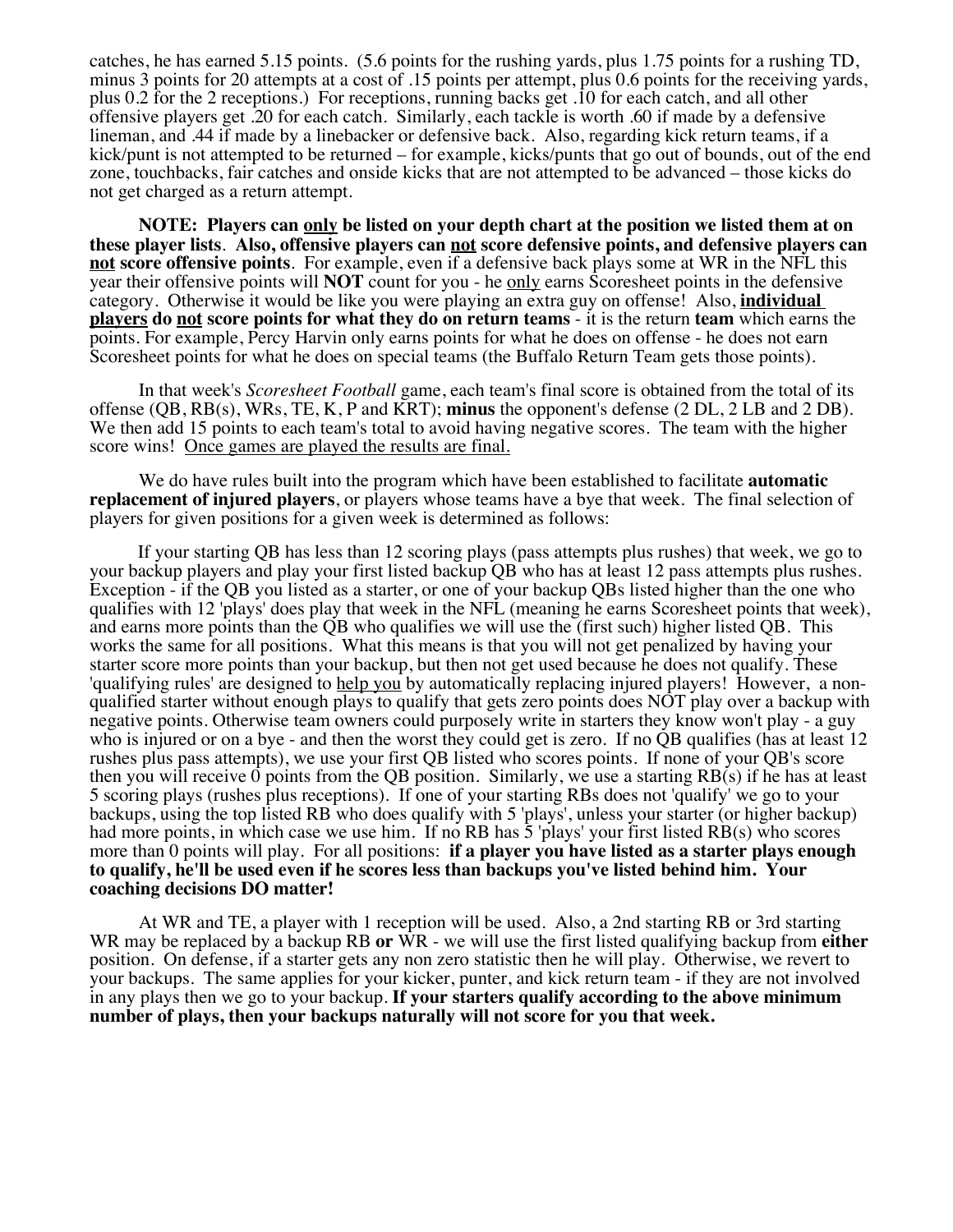catches, he has earned 5.15 points. (5.6 points for the rushing yards, plus 1.75 points for a rushing TD, minus 3 points for 20 attempts at a cost of .15 points per attempt, plus 0.6 points for the receiving yards, plus 0.2 for the 2 receptions.) For receptions, running backs get .10 for each catch, and all other offensive players get .20 for each catch. Similarly, each tackle is worth .60 if made by a defensive lineman, and .44 if made by a linebacker or defensive back. Also, regarding kick return teams, if a kick/punt is not attempted to be returned – for example, kicks/punts that go out of bounds, out of the end zone, touchbacks, fair catches and onside kicks that are not attempted to be advanced – those kicks do not get charged as a return attempt.

**NOTE: Players can <u>only</u> be listed on your depth chart at the position we listed them at on these player lists. Also, offensive players can <u>not</u> score defensive points, and defensive players can <u>not</u> score offensive points**. For example, even if a defensive back plays some at WR in the NFL this year their offensive points will **NOT** count for you - he <u>only</u> earns Scoresheet points in the defensive category. Otherwise it would be like you were playing an extra guy on offense! Also, **<u>individual players</u> do <u>not</u> score points for what they do on return teams** - it is the return **team** which earns the points. For example, Percy Harvin only earns points for what he does on offense - he does not earn Scoresheet points for what he does on special teams (the Buffalo Return Team gets those points).

In that week's *Scoresheet Football* game, each team's final score is obtained from the total of its offense (QB, RB(s), WRs, TE, K, P and KRT); **minus** the opponent's defense (2 DL, 2 LB and 2 DB). We then add 15 points to each team's total to avoid having negative scores. The team with the higher score wins! <u>Once games are played the results are final.</u>

We do have rules built into the program which have been established to facilitate **automatic replacement of injured players**, or players whose teams have a bye that week. The final selection of players for given positions for a given week is determined as follows:

If your starting QB has less than 12 scoring plays (pass attempts plus rushes) that week, we go to your backup players and play your first listed backup QB who has at least 12 pass attempts plus rushes. Exception - if the QB you listed as a starter, or one of your backup QBs listed higher than the one who qualifies with 12 'plays' does play that week in the NFL (meaning he earns Scoresheet points that week), and earns more points than the QB who qualifies we will use the (first such) higher listed QB. This works the same for all positions. What this means is that you will not get penalized by having your starter score more points than your backup, but then not get used because he does not qualify. These 'qualifying rules' are designed to <u>help you</u> by automatically replacing injured players! However, a non-qualified starter without enough plays to qualify that gets zero points does NOT play over a backup with negative points. Otherwise team owners could purposely write in starters they know won't play - a guy who is injured or on a bye - and then the worst they could get is zero. If no QB qualifies (has at least 12 rushes plus pass attempts), we use your first QB listed who scores points. If none of your QB's score then you will receive 0 points from the QB position. Similarly, we use a starting RB(s) if he has at least 5 scoring plays (rushes plus receptions). If one of your starting RBs does not 'qualify' we go to your backups, using the top listed RB who does qualify with 5 'plays', unless your starter (or higher backup) had more points, in which case we use him. If no RB has 5 'plays' your first listed RB(s) who scores more than 0 points will play. For all positions: **if a player you have listed as a starter plays enough to qualify, he'll be used even if he scores less than backups you've listed behind him. Your coaching decisions DO matter!**

At WR and TE, a player with 1 reception will be used. Also, a 2nd starting RB or 3rd starting WR may be replaced by a backup RB **or** WR - we will use the first listed qualifying backup from **either** position. On defense, if a starter gets any non zero statistic then he will play. Otherwise, we revert to your backups. The same applies for your kicker, punter, and kick return team - if they are not involved in any plays then we go to your backup. **If your starters qualify according to the above minimum number of plays, then your backups naturally will not score for you that week.**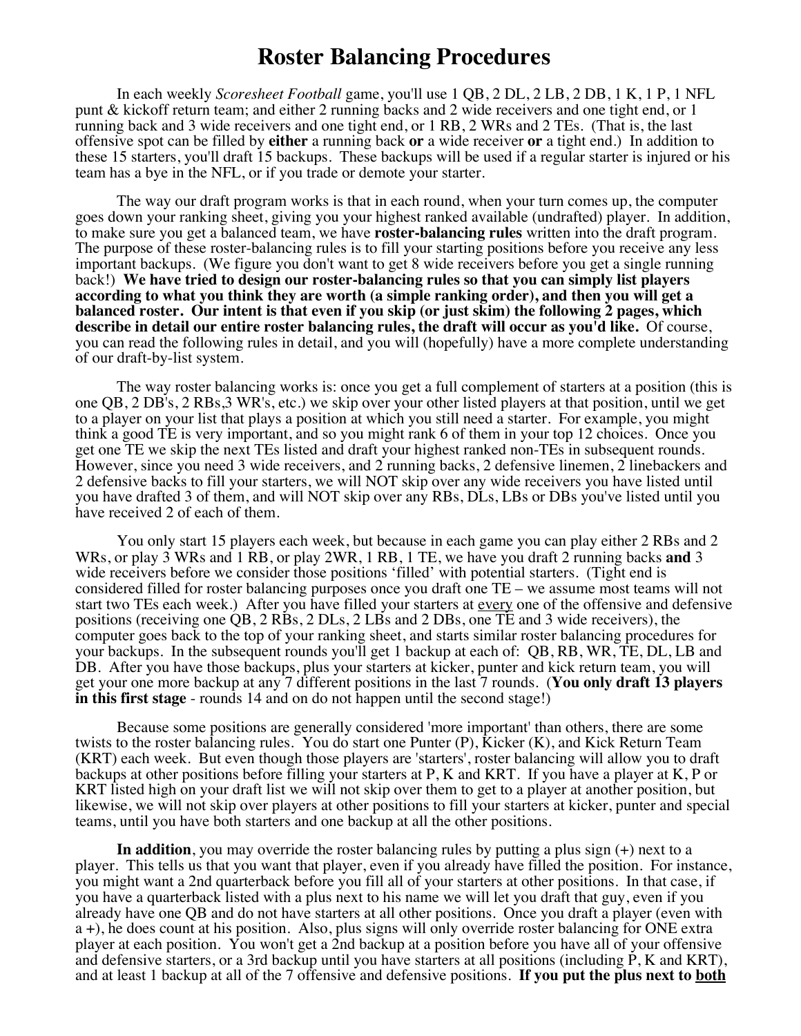# Roster Balancing Procedures

In each weekly *Scoresheet Football* game, you'll use 1 QB, 2 DL, 2 LB, 2 DB, 1 K, 1 P, 1 NFL punt & kickoff return team; and either 2 running backs and 2 wide receivers and one tight end, or 1 running back and 3 wide receivers and one tight end, or 1 RB, 2 WRs and 2 TEs. (That is, the last offensive spot can be filled by **either** a running back **or** a wide receiver **or** a tight end.) In addition to these 15 starters, you'll draft 15 backups. These backups will be used if a regular starter is injured or his team has a bye in the NFL, or if you trade or demote your starter.

The way our draft program works is that in each round, when your turn comes up, the computer goes down your ranking sheet, giving you your highest ranked available (undrafted) player. In addition, to make sure you get a balanced team, we have **roster-balancing rules** written into the draft program. The purpose of these roster-balancing rules is to fill your starting positions before you receive any less important backups. (We figure you don't want to get 8 wide receivers before you get a single running back!) **We have tried to design our roster-balancing rules so that you can simply list players according to what you think they are worth (a simple ranking order), and then you will get a balanced roster. Our intent is that even if you skip (or just skim) the following 2 pages, which describe in detail our entire roster balancing rules, the draft will occur as you'd like.** Of course, you can read the following rules in detail, and you will (hopefully) have a more complete understanding of our draft-by-list system.

The way roster balancing works is: once you get a full complement of starters at a position (this is one QB, 2 DB's, 2 RBs,3 WR's, etc.) we skip over your other listed players at that position, until we get to a player on your list that plays a position at which you still need a starter. For example, you might think a good TE is very important, and so you might rank 6 of them in your top 12 choices. Once you get one TE we skip the next TEs listed and draft your highest ranked non-TEs in subsequent rounds. However, since you need 3 wide receivers, and 2 running backs, 2 defensive linemen, 2 linebackers and 2 defensive backs to fill your starters, we will NOT skip over any wide receivers you have listed until you have drafted 3 of them, and will NOT skip over any RBs, DLs, LBs or DBs you've listed until you have received 2 of each of them.

You only start 15 players each week, but because in each game you can play either 2 RBs and 2 WRs, or play 3 WRs and 1 RB, or play 2WR, 1 RB, 1 TE, we have you draft 2 running backs **and** 3 wide receivers before we consider those positions 'filled' with potential starters. (Tight end is considered filled for roster balancing purposes once you draft one TE – we assume most teams will not start two TEs each week.) After you have filled your starters at every one of the offensive and defensive positions (receiving one QB, 2 RBs, 2 DLs, 2 LBs and 2 DBs, one TE and 3 wide receivers), the computer goes back to the top of your ranking sheet, and starts similar roster balancing procedures for your backups. In the subsequent rounds you'll get 1 backup at each of: QB, RB, WR, TE, DL, LB and DB. After you have those backups, plus your starters at kicker, punter and kick return team, you will get your one more backup at any 7 different positions in the last 7 rounds. (**You only draft 13 players in this first stage** - rounds 14 and on do not happen until the second stage!)

Because some positions are generally considered 'more important' than others, there are some twists to the roster balancing rules. You do start one Punter (P), Kicker (K), and Kick Return Team (KRT) each week. But even though those players are 'starters', roster balancing will allow you to draft backups at other positions before filling your starters at P, K and KRT. If you have a player at K, P or KRT listed high on your draft list we will not skip over them to get to a player at another position, but likewise, we will not skip over players at other positions to fill your starters at kicker, punter and special teams, until you have both starters and one backup at all the other positions.

**In addition**, you may override the roster balancing rules by putting a plus sign (+) next to a player. This tells us that you want that player, even if you already have filled the position. For instance, you might want a 2nd quarterback before you fill all of your starters at other positions. In that case, if you have a quarterback listed with a plus next to his name we will let you draft that guy, even if you already have one QB and do not have starters at all other positions. Once you draft a player (even with a +), he does count at his position. Also, plus signs will only override roster balancing for ONE extra player at each position. You won't get a 2nd backup at a position before you have all of your offensive and defensive starters, or a 3rd backup until you have starters at all positions (including P, K and KRT), and at least 1 backup at all of the 7 offensive and defensive positions. **If you put the plus next to both**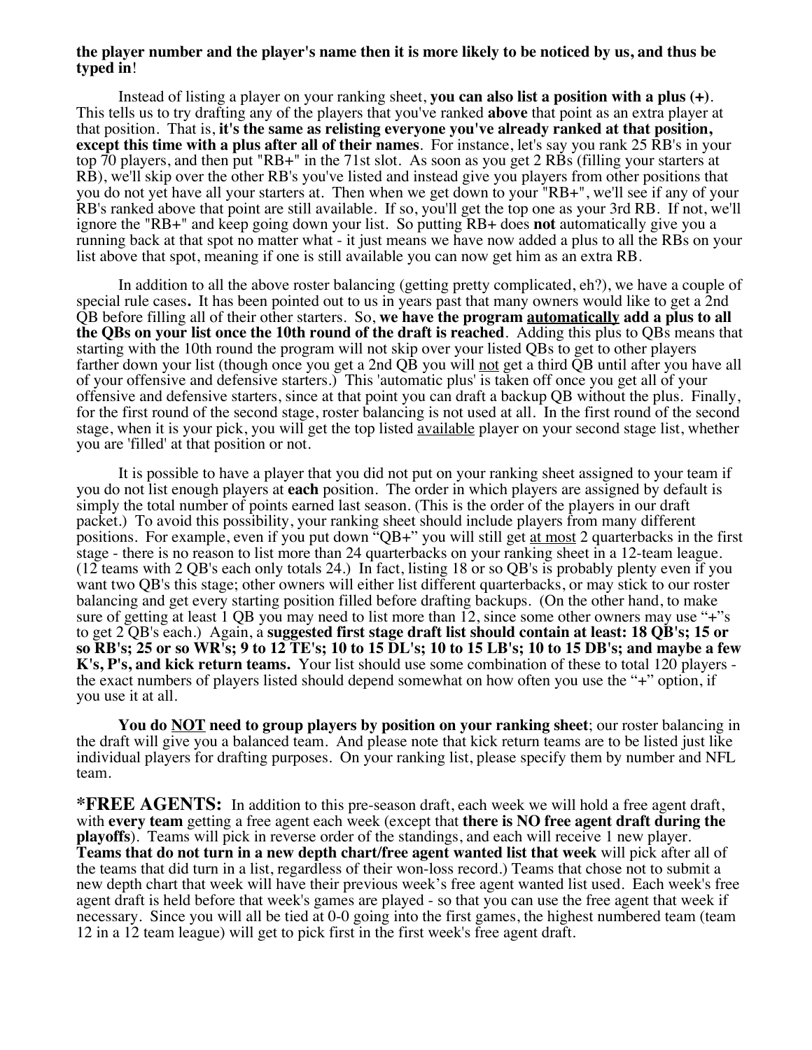**the player number and the player's name then it is more likely to be noticed by us, and thus be typed in**!

Instead of listing a player on your ranking sheet, **you can also list a position with a plus (+)**. This tells us to try drafting any of the players that you've ranked **above** that point as an extra player at that position. That is, **it's the same as relisting everyone you've already ranked at that position, except this time with a plus after all of their names**. For instance, let's say you rank 25 RB's in your top 70 players, and then put "RB+" in the 71st slot. As soon as you get 2 RBs (filling your starters at RB), we'll skip over the other RB's you've listed and instead give you players from other positions that you do not yet have all your starters at. Then when we get down to your "RB+", we'll see if any of your RB's ranked above that point are still available. If so, you'll get the top one as your 3rd RB. If not, we'll ignore the "RB+" and keep going down your list. So putting RB+ does **not** automatically give you a running back at that spot no matter what - it just means we have now added a plus to all the RBs on your list above that spot, meaning if one is still available you can now get him as an extra RB.

In addition to all the above roster balancing (getting pretty complicated, eh?), we have a couple of special rule cases**.** It has been pointed out to us in years past that many owners would like to get a 2nd QB before filling all of their other starters. So, **we have the program automatically add a plus to all the QBs on your list once the 10th round of the draft is reached**. Adding this plus to QBs means that starting with the 10th round the program will not skip over your listed QBs to get to other players farther down your list (though once you get a 2nd QB you will not get a third QB until after you have all of your offensive and defensive starters.) This 'automatic plus' is taken off once you get all of your offensive and defensive starters, since at that point you can draft a backup QB without the plus. Finally, for the first round of the second stage, roster balancing is not used at all. In the first round of the second stage, when it is your pick, you will get the top listed available player on your second stage list, whether you are 'filled' at that position or not.

It is possible to have a player that you did not put on your ranking sheet assigned to your team if you do not list enough players at **each** position. The order in which players are assigned by default is simply the total number of points earned last season. (This is the order of the players in our draft packet.) To avoid this possibility, your ranking sheet should include players from many different positions. For example, even if you put down "QB+" you will still get at most 2 quarterbacks in the first stage - there is no reason to list more than 24 quarterbacks on your ranking sheet in a 12-team league. (12 teams with 2 QB's each only totals 24.) In fact, listing 18 or so QB's is probably plenty even if you want two QB's this stage; other owners will either list different quarterbacks, or may stick to our roster balancing and get every starting position filled before drafting backups. (On the other hand, to make sure of getting at least 1 QB you may need to list more than 12, since some other owners may use "+"s to get 2 QB's each.) Again, a **suggested first stage draft list should contain at least: 18 QB's; 15 or so RB's; 25 or so WR's; 9 to 12 TE's; 10 to 15 DL's; 10 to 15 LB's; 10 to 15 DB's; and maybe a few K's, P's, and kick return teams.** Your list should use some combination of these to total 120 players - the exact numbers of players listed should depend somewhat on how often you use the "+" option, if you use it at all.

**You do NOT need to group players by position on your ranking sheet**; our roster balancing in the draft will give you a balanced team. And please note that kick return teams are to be listed just like individual players for drafting purposes. On your ranking list, please specify them by number and NFL team.

**\*FREE AGENTS:** In addition to this pre-season draft, each week we will hold a free agent draft, with **every team** getting a free agent each week (except that **there is NO free agent draft during the playoffs**). Teams will pick in reverse order of the standings, and each will receive 1 new player. **Teams that do not turn in a new depth chart/free agent wanted list that week** will pick after all of the teams that did turn in a list, regardless of their won-loss record.) Teams that chose not to submit a new depth chart that week will have their previous week's free agent wanted list used. Each week's free agent draft is held before that week's games are played - so that you can use the free agent that week if necessary. Since you will all be tied at 0-0 going into the first games, the highest numbered team (team 12 in a 12 team league) will get to pick first in the first week's free agent draft.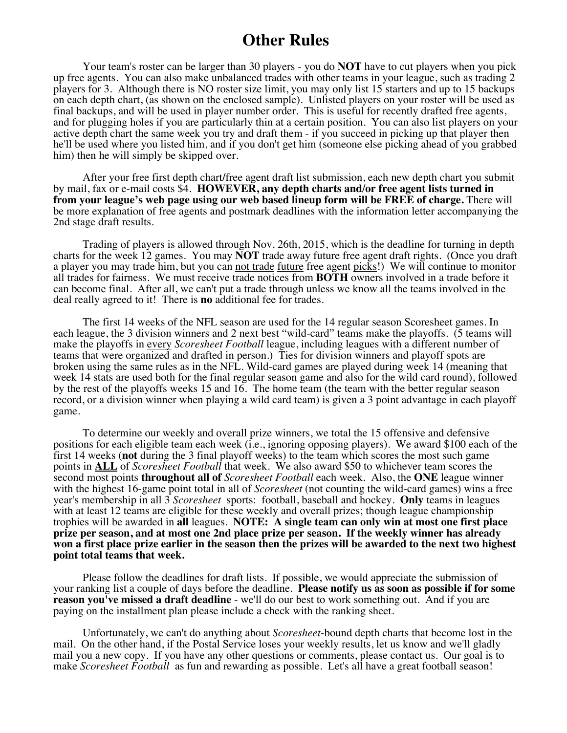# Other Rules

Your team's roster can be larger than 30 players - you do **NOT** have to cut players when you pick up free agents. You can also make unbalanced trades with other teams in your league, such as trading 2 players for 3. Although there is NO roster size limit, you may only list 15 starters and up to 15 backups on each depth chart, (as shown on the enclosed sample). Unlisted players on your roster will be used as final backups, and will be used in player number order. This is useful for recently drafted free agents, and for plugging holes if you are particularly thin at a certain position. You can also list players on your active depth chart the same week you try and draft them - if you succeed in picking up that player then he'll be used where you listed him, and if you don't get him (someone else picking ahead of you grabbed him) then he will simply be skipped over.

After your free first depth chart/free agent draft list submission, each new depth chart you submit by mail, fax or e-mail costs $4. **HOWEVER, any depth charts and/or free agent lists turned in from your league's web page using our web based lineup form will be FREE of charge.** There will be more explanation of free agents and postmark deadlines with the information letter accompanying the 2nd stage draft results.

Trading of players is allowed through Nov. 26th, 2015, which is the deadline for turning in depth charts for the week 12 games. You may **NOT** trade away future free agent draft rights. (Once you draft a player you may trade him, but you can not trade future free agent picks!) We will continue to monitor all trades for fairness. We must receive trade notices from **BOTH** owners involved in a trade before it can become final. After all, we can't put a trade through unless we know all the teams involved in the deal really agreed to it! There is **no** additional fee for trades.

The first 14 weeks of the NFL season are used for the 14 regular season Scoresheet games. In each league, the 3 division winners and 2 next best "wild-card" teams make the playoffs. (5 teams will make the playoffs in every *Scoresheet Football* league, including leagues with a different number of teams that were organized and drafted in person.) Ties for division winners and playoff spots are broken using the same rules as in the NFL. Wild-card games are played during week 14 (meaning that week 14 stats are used both for the final regular season game and also for the wild card round), followed by the rest of the playoffs weeks 15 and 16. The home team (the team with the better regular season record, or a division winner when playing a wild card team) is given a 3 point advantage in each playoff game.

To determine our weekly and overall prize winners, we total the 15 offensive and defensive positions for each eligible team each week (i.e., ignoring opposing players). We award $100 each of the first 14 weeks (**not** during the 3 final playoff weeks) to the team which scores the most such game points in **ALL** of *Scoresheet Football* that week. We also award $50 to whichever team scores the second most points **throughout all of** *Scoresheet Football* each week. Also, the **ONE** league winner with the highest 16-game point total in all of *Scoresheet* (not counting the wild-card games) wins a free year's membership in all 3 *Scoresheet* sports: football, baseball and hockey. **Only** teams in leagues with at least 12 teams are eligible for these weekly and overall prizes; though league championship trophies will be awarded in **all** leagues. **NOTE: A single team can only win at most one first place prize per season, and at most one 2nd place prize per season. If the weekly winner has already won a first place prize earlier in the season then the prizes will be awarded to the next two highest point total teams that week.**

Please follow the deadlines for draft lists. If possible, we would appreciate the submission of your ranking list a couple of days before the deadline. **Please notify us as soon as possible if for some reason you've missed a draft deadline** - we'll do our best to work something out. And if you are paying on the installment plan please include a check with the ranking sheet.

Unfortunately, we can't do anything about *Scoresheet*-bound depth charts that become lost in the mail. On the other hand, if the Postal Service loses your weekly results, let us know and we'll gladly mail you a new copy. If you have any other questions or comments, please contact us. Our goal is to make *Scoresheet Football* as fun and rewarding as possible. Let's all have a great football season!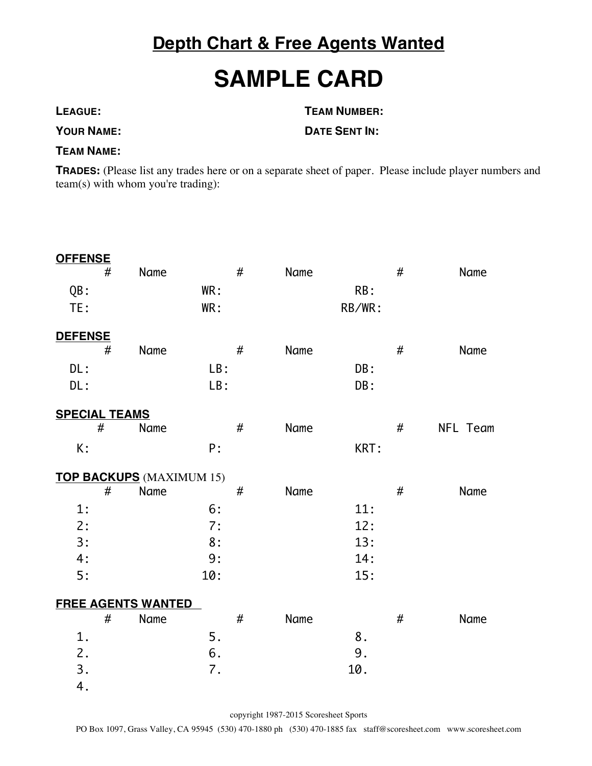# Depth Chart & Free Agents Wanted

# SAMPLE CARD

**LEAGUE:** **TEAM NUMBER:**

**YOUR NAME:** **DATE SENT IN:**

**TEAM NAME:**

**TRADES:** (Please list any trades here or on a separate sheet of paper. Please include player numbers and team(s) with whom you're trading):

**OFFENSE**

| | # | Name | | # | Name | | # | Name |
|---|---|---|---|---|---|---|---|---|
| QB: | | | WR: | | | RB: | | |
| TE: | | | WR: | | | RB/WR: | | |

**DEFENSE**

| | # | Name | | # | Name | | # | Name |
|---|---|---|---|---|---|---|---|---|
| DL: | | | LB: | | | DB: | | |
| DL: | | | LB: | | | DB: | | |

**SPECIAL TEAMS**

| | # | Name | | # | Name | | # | NFL Team |
|---|---|---|---|---|---|---|---|---|
| K: | | | P: | | | KRT: | | |

**TOP BACKUPS** (MAXIMUM 15)

| | # | Name | | # | Name | | # | Name |
|---|---|---|---|---|---|---|---|---|
| 1: | | | 6: | | | 11: | | |
| 2: | | | 7: | | | 12: | | |
| 3: | | | 8: | | | 13: | | |
| 4: | | | 9: | | | 14: | | |
| 5: | | | 10: | | | 15: | | |

**FREE AGENTS WANTED**

| | # | Name | | # | Name | | # | Name |
|---|---|---|---|---|---|---|---|---|
| 1. | | | 5. | | | 8. | | |
| 2. | | | 6. | | | 9. | | |
| 3. | | | 7. | | | 10. | | |
| 4. | | | | | | | | |

copyright 1987-2015 Scoresheet Sports

PO Box 1097, Grass Valley, CA 95945 (530) 470-1880 ph (530) 470-1885 fax staff@scoresheet.com www.scoresheet.com